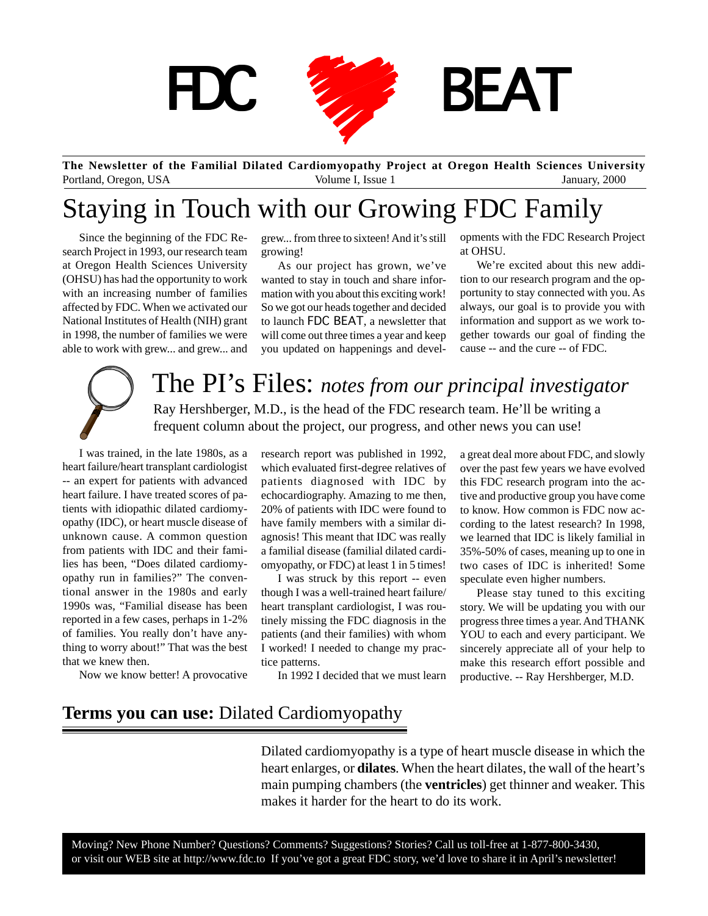# FDC BEAT

**The Newsletter of the Familial Dilated Cardiomyopathy Project at Oregon Health Sciences University**

Portland, Oregon, USA — Volume I, Issue 1 — January, 2000

## Staying in Touch with our Growing FDC Family

Since the beginning of the FDC Research Project in 1993, our research team at Oregon Health Sciences University (OHSU) has had the opportunity to work with an increasing number of families affected by FDC. When we activated our National Institutes of Health (NIH) grant in 1998, the number of families we were able to work with grew... and grew... and grew... from three to sixteen! And it's still growing!

As our project has grown, we've wanted to stay in touch and share information with you about this exciting work! So we got our heads together and decided to launch FDC BEAT, a newsletter that will come out three times a year and keep you updated on happenings and developments with the FDC Research Project at OHSU.

We're excited about this new addition to our research program and the opportunity to stay connected with you. As always, our goal is to provide you with information and support as we work together towards our goal of finding the cause -- and the cure -- of FDC.

## The PI's Files: *notes from our principal investigator*

Ray Hershberger, M.D., is the head of the FDC research team. He'll be writing a frequent column about the project, our progress, and other news you can use!

I was trained, in the late 1980s, as a heart failure/heart transplant cardiologist -- an expert for patients with advanced heart failure. I have treated scores of patients with idiopathic dilated cardiomyopathy (IDC), or heart muscle disease of unknown cause. A common question from patients with IDC and their families has been, "Does dilated cardiomyopathy run in families?" The conventional answer in the 1980s and early 1990s was, "Familial disease has been reported in a few cases, perhaps in 1-2% of families. You really don't have anything to worry about!" That was the best that we knew then.

Now we know better! A provocative research report was published in 1992, which evaluated first-degree relatives of patients diagnosed with IDC by echocardiography. Amazing to me then, 20% of patients with IDC were found to have family members with a similar diagnosis! This meant that IDC was really a familial disease (familial dilated cardiomyopathy, or FDC) at least 1 in 5 times!

I was struck by this report -- even though I was a well-trained heart failure/heart transplant cardiologist, I was routinely missing the FDC diagnosis in the patients (and their families) with whom I worked! I needed to change my practice patterns.

In 1992 I decided that we must learn a great deal more about FDC, and slowly over the past few years we have evolved this FDC research program into the active and productive group you have come to know. How common is FDC now according to the latest research? In 1998, we learned that IDC is likely familial in 35%-50% of cases, meaning up to one in two cases of IDC is inherited! Some speculate even higher numbers.

Please stay tuned to this exciting story. We will be updating you with our progress three times a year. And THANK YOU to each and every participant. We sincerely appreciate all of your help to make this research effort possible and productive. -- Ray Hershberger, M.D.

## **Terms you can use:** Dilated Cardiomyopathy

Dilated cardiomyopathy is a type of heart muscle disease in which the heart enlarges, or **dilates**. When the heart dilates, the wall of the heart's main pumping chambers (the **ventricles**) get thinner and weaker. This makes it harder for the heart to do its work.

Moving? New Phone Number? Questions? Comments? Suggestions? Stories? Call us toll-free at 1-877-800-3430, or visit our WEB site at http://www.fdc.to If you've got a great FDC story, we'd love to share it in April's newsletter!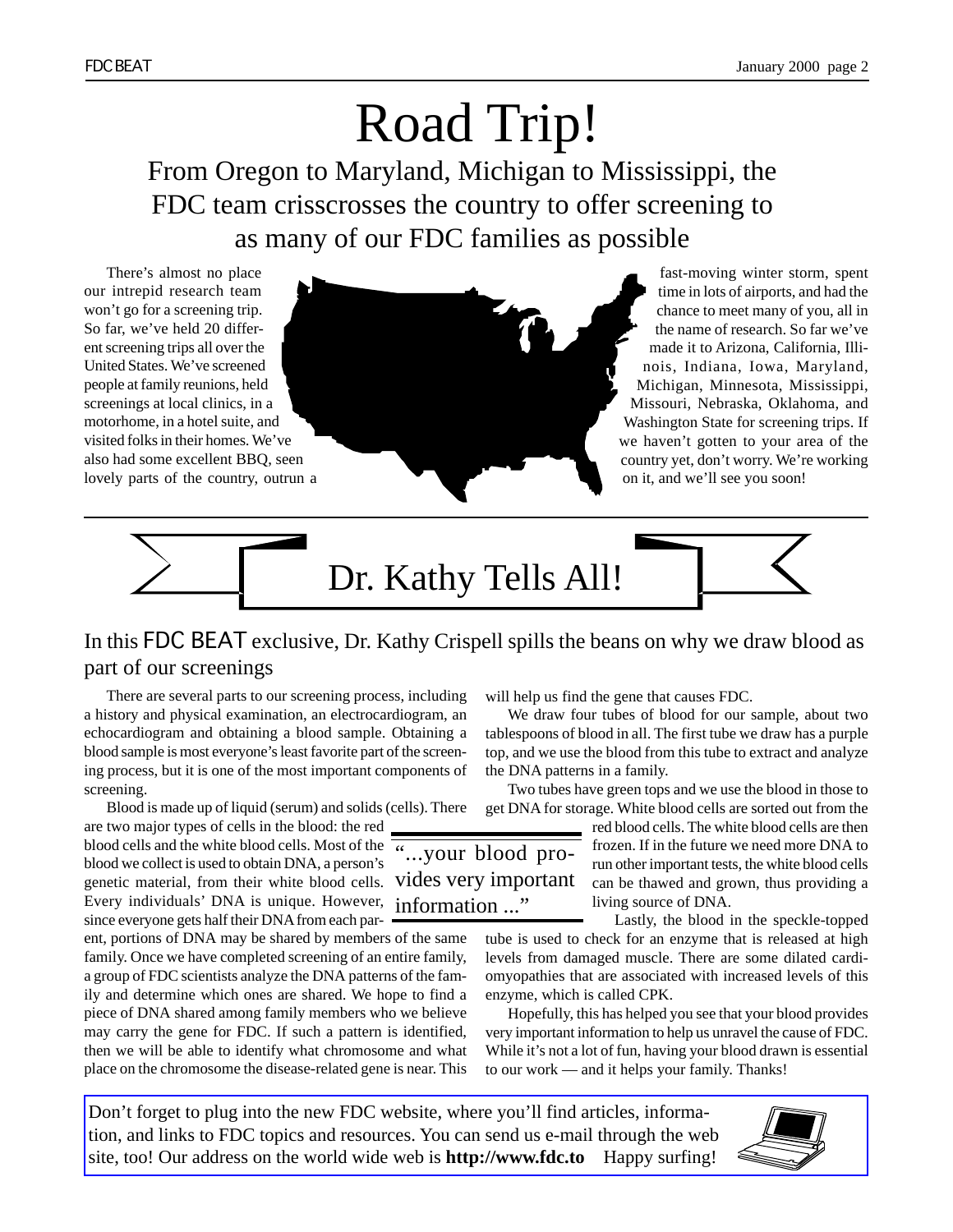# Road Trip!

## From Oregon to Maryland, Michigan to Mississippi, the FDC team crisscrosses the country to offer screening to as many of our FDC families as possible

There's almost no place our intrepid research team won't go for a screening trip. So far, we've held 20 different screening trips all over the United States. We've screened people at family reunions, held screenings at local clinics, in a motorhome, in a hotel suite, and visited folks in their homes. We've also had some excellent BBQ, seen lovely parts of the country, outrun a fast-moving winter storm, spent time in lots of airports, and had the chance to meet many of you, all in the name of research. So far we've made it to Arizona, California, Illinois, Indiana, Iowa, Maryland, Michigan, Minnesota, Mississippi, Missouri, Nebraska, Oklahoma, and Washington State for screening trips. If we haven't gotten to your area of the country yet, don't worry. We're working on it, and we'll see you soon!

# Dr. Kathy Tells All!

## In this FDC BEAT exclusive, Dr. Kathy Crispell spills the beans on why we draw blood as part of our screenings

There are several parts to our screening process, including a history and physical examination, an electrocardiogram, an echocardiogram and obtaining a blood sample. Obtaining a blood sample is most everyone's least favorite part of the screening process, but it is one of the most important components of screening.

Blood is made up of liquid (serum) and solids (cells). There are two major types of cells in the blood: the red blood cells and the white blood cells. Most of the blood we collect is used to obtain DNA, a person's genetic material, from their white blood cells. Every individuals' DNA is unique. However, since everyone gets half their DNA from each parent, portions of DNA may be shared by members of the same family. Once we have completed screening of an entire family, a group of FDC scientists analyze the DNA patterns of the family and determine which ones are shared. We hope to find a piece of DNA shared among family members who we believe may carry the gene for FDC. If such a pattern is identified, then we will be able to identify what chromosome and what place on the chromosome the disease-related gene is near. This will help us find the gene that causes FDC.

> "...your blood provides very important information ..."

We draw four tubes of blood for our sample, about two tablespoons of blood in all. The first tube we draw has a purple top, and we use the blood from this tube to extract and analyze the DNA patterns in a family.

Two tubes have green tops and we use the blood in those to get DNA for storage. White blood cells are sorted out from the red blood cells. The white blood cells are then frozen. If in the future we need more DNA to run other important tests, the white blood cells can be thawed and grown, thus providing a living source of DNA.

Lastly, the blood in the speckle-topped tube is used to check for an enzyme that is released at high levels from damaged muscle. There are some dilated cardiomyopathies that are associated with increased levels of this enzyme, which is called CPK.

Hopefully, this has helped you see that your blood provides very important information to help us unravel the cause of FDC. While it's not a lot of fun, having your blood drawn is essential to our work — and it helps your family. Thanks!

Don't forget to plug into the new FDC website, where you'll find articles, information, and links to FDC topics and resources. You can send us e-mail through the web site, too! Our address on the world wide web is **http://www.fdc.to** Happy surfing!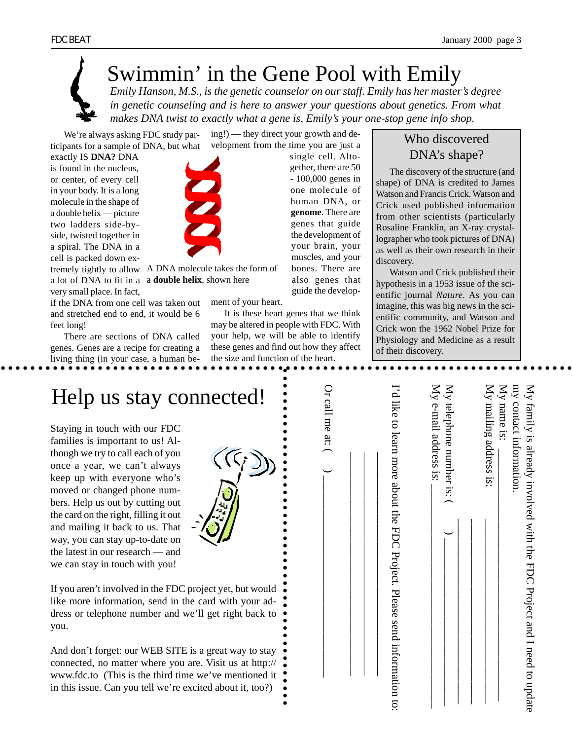# Swimmin' in the Gene Pool with Emily

*Emily Hanson, M.S., is the genetic counselor on our staff. Emily has her master's degree in genetic counseling and is here to answer your questions about genetics. From what makes DNA twist to exactly what a gene is, Emily's your one-stop gene info shop.*

We're always asking FDC study participants for a sample of DNA, but what exactly IS **DNA?** DNA is found in the nucleus, or center, of every cell in your body. It is a long molecule in the shape of a double helix — picture two ladders side-by-side, twisted together in a spiral. The DNA in a cell is packed down extremely tightly to allow a lot of DNA to fit in a very small place. In fact, if the DNA from one cell was taken out and stretched end to end, it would be 6 feet long!

A DNA molecule takes the form of a **double helix**, shown here

There are sections of DNA called genes. Genes are a recipe for creating a living thing (in your case, a human being!) — they direct your growth and development from the time you are just a single cell. Altogether, there are 50 - 100,000 genes in one molecule of human DNA, or **genome**. There are genes that guide the development of your brain, your muscles, and your bones. There are also genes that guide the development of your heart.

It is these heart genes that we think may be altered in people with FDC. With your help, we will be able to identify these genes and find out how they affect the size and function of the heart.

## Who discovered DNA's shape?

The discovery of the structure (and shape) of DNA is credited to James Watson and Francis Crick. Watson and Crick used published information from other scientists (particularly Rosaline Franklin, an X-ray crystallographer who took pictures of DNA) as well as their own research in their discovery.

Watson and Crick published their hypothesis in a 1953 issue of the scientific journal *Nature*. As you can imagine, this was big news in the scientific community, and Watson and Crick won the 1962 Nobel Prize for Physiology and Medicine as a result of their discovery.

# Help us stay connected!

Staying in touch with our FDC families is important to us! Although we try to call each of you once a year, we can't always keep up with everyone who's moved or changed phone numbers. Help us out by cutting out the card on the right, filling it out and mailing it back to us. That way, you can stay up-to-date on the latest in our research — and we can stay in touch with you!

If you aren't involved in the FDC project yet, but would like more information, send in the card with your address or telephone number and we'll get right back to you.

And don't forget: our WEB SITE is a great way to stay connected, no matter where you are. Visit us at http://www.fdc.to (This is the third time we've mentioned it in this issue. Can you tell we're excited about it, too?)

---

My family is already involved with the FDC Project and I need to update my contact information.

My name is: ______________________

My mailing address is: ______________________

______________________

______________________

My telephone number is: ( ) ______________________

My e-mail address is: ______________________

I'd like to learn more about the FDC Project. Please send information to:

______________________

______________________

______________________

Or call me at: ( ) ______________________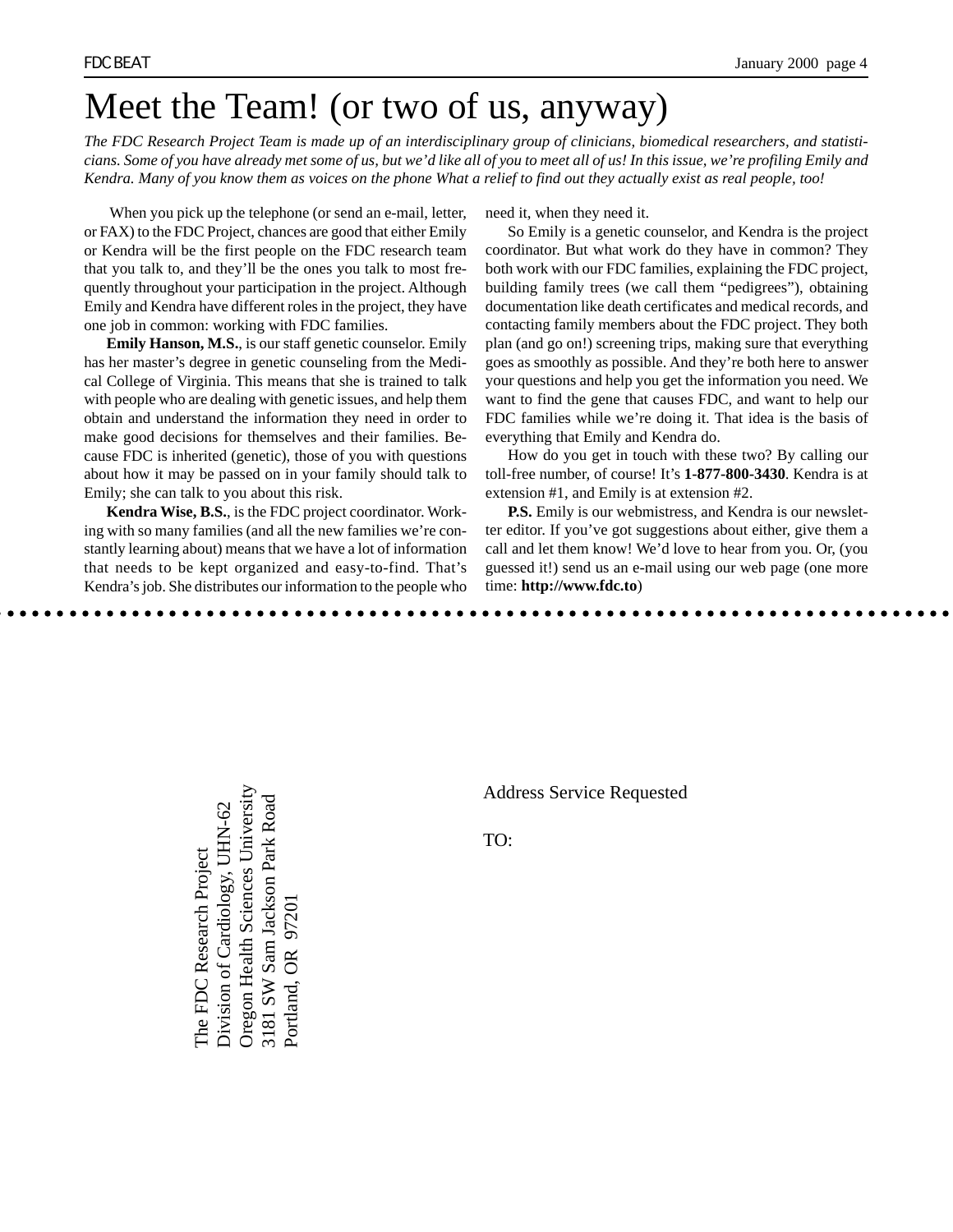# Meet the Team! (or two of us, anyway)

*The FDC Research Project Team is made up of an interdisciplinary group of clinicians, biomedical researchers, and statisticians. Some of you have already met some of us, but we'd like all of you to meet all of us! In this issue, we're profiling Emily and Kendra. Many of you know them as voices on the phone What a relief to find out they actually exist as real people, too!*

When you pick up the telephone (or send an e-mail, letter, or FAX) to the FDC Project, chances are good that either Emily or Kendra will be the first people on the FDC research team that you talk to, and they'll be the ones you talk to most frequently throughout your participation in the project. Although Emily and Kendra have different roles in the project, they have one job in common: working with FDC families.

**Emily Hanson, M.S.**, is our staff genetic counselor. Emily has her master's degree in genetic counseling from the Medical College of Virginia. This means that she is trained to talk with people who are dealing with genetic issues, and help them obtain and understand the information they need in order to make good decisions for themselves and their families. Because FDC is inherited (genetic), those of you with questions about how it may be passed on in your family should talk to Emily; she can talk to you about this risk.

**Kendra Wise, B.S.**, is the FDC project coordinator. Working with so many families (and all the new families we're constantly learning about) means that we have a lot of information that needs to be kept organized and easy-to-find. That's Kendra's job. She distributes our information to the people who need it, when they need it.

So Emily is a genetic counselor, and Kendra is the project coordinator. But what work do they have in common? They both work with our FDC families, explaining the FDC project, building family trees (we call them "pedigrees"), obtaining documentation like death certificates and medical records, and contacting family members about the FDC project. They both plan (and go on!) screening trips, making sure that everything goes as smoothly as possible. And they're both here to answer your questions and help you get the information you need. We want to find the gene that causes FDC, and want to help our FDC families while we're doing it. That idea is the basis of everything that Emily and Kendra do.

How do you get in touch with these two? By calling our toll-free number, of course! It's **1-877-800-3430**. Kendra is at extension #1, and Emily is at extension #2.

**P.S.** Emily is our webmistress, and Kendra is our newsletter editor. If you've got suggestions about either, give them a call and let them know! We'd love to hear from you. Or, (you guessed it!) send us an e-mail using our web page (one more time: **http://www.fdc.to**)

The FDC Research Project
Division of Cardiology, UHN-62
Oregon Health Sciences University
3181 SW Sam Jackson Park Road
Portland, OR 97201

Address Service Requested

TO: